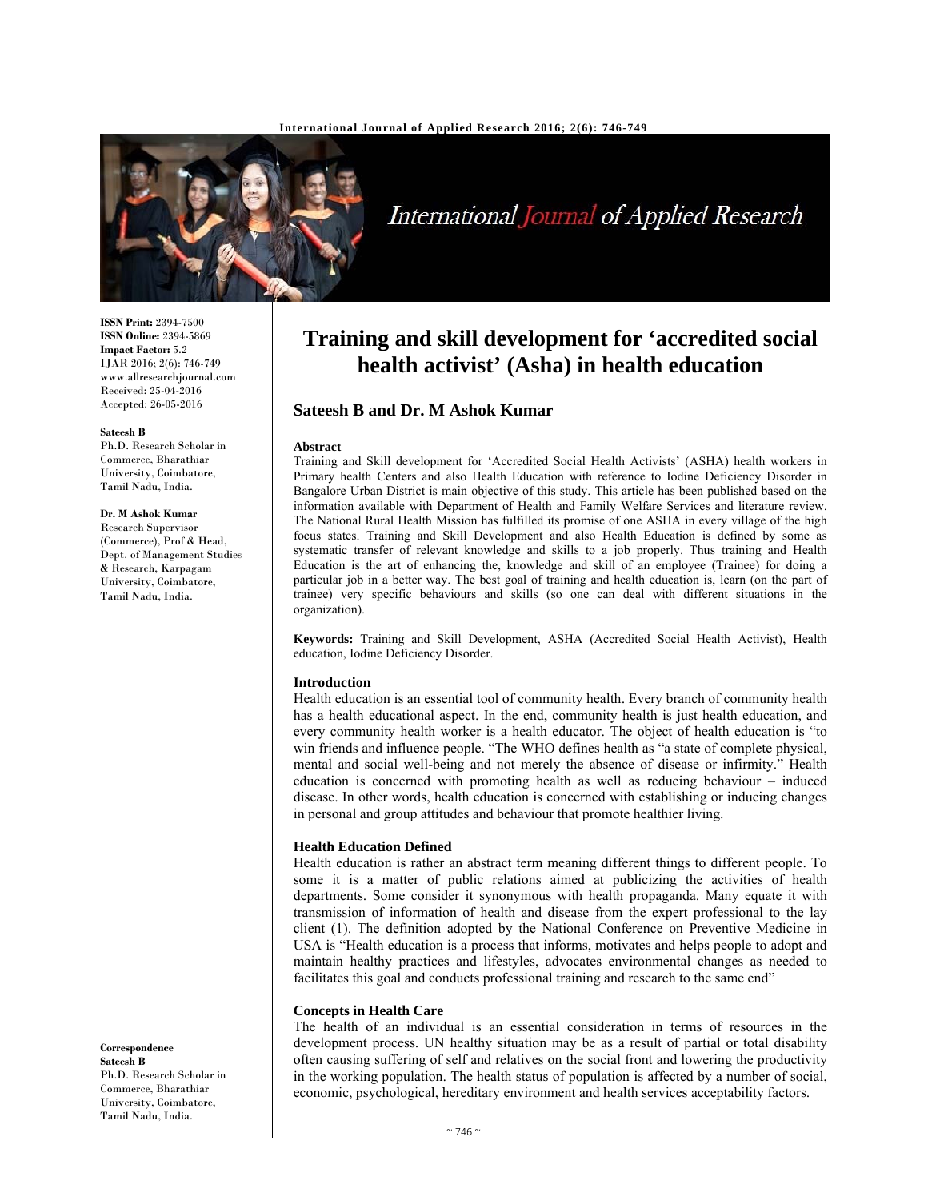ISSN Print: 2394-7500
ISSN Online: 2394-5869
Impact Factor: 5.2
IJAR 2016; 2(6): 746-749
www.allresearchjournal.com
Received: 25-04-2016
Accepted: 26-05-2016

**Sateesh B**
Ph.D. Research Scholar in Commerce, Bharathiar University, Coimbatore, Tamil Nadu, India.

**Dr. M Ashok Kumar**
Research Supervisor (Commerce), Prof & Head, Dept. of Management Studies & Research, Karpagam University, Coimbatore, Tamil Nadu, India.

**Correspondence**
**Sateesh B**
Ph.D. Research Scholar in Commerce, Bharathiar University, Coimbatore, Tamil Nadu, India.

# Training and skill development for 'accredited social health activist' (Asha) in health education

## Sateesh B and Dr. M Ashok Kumar

### Abstract

Training and Skill development for 'Accredited Social Health Activists' (ASHA) health workers in Primary health Centers and also Health Education with reference to Iodine Deficiency Disorder in Bangalore Urban District is main objective of this study. This article has been published based on the information available with Department of Health and Family Welfare Services and literature review. The National Rural Health Mission has fulfilled its promise of one ASHA in every village of the high focus states. Training and Skill Development and also Health Education is defined by some as systematic transfer of relevant knowledge and skills to a job properly. Thus training and Health Education is the art of enhancing the, knowledge and skill of an employee (Trainee) for doing a particular job in a better way. The best goal of training and health education is, learn (on the part of trainee) very specific behaviours and skills (so one can deal with different situations in the organization).

**Keywords:** Training and Skill Development, ASHA (Accredited Social Health Activist), Health education, Iodine Deficiency Disorder.

### Introduction

Health education is an essential tool of community health. Every branch of community health has a health educational aspect. In the end, community health is just health education, and every community health worker is a health educator. The object of health education is "to win friends and influence people. "The WHO defines health as "a state of complete physical, mental and social well-being and not merely the absence of disease or infirmity." Health education is concerned with promoting health as well as reducing behaviour – induced disease. In other words, health education is concerned with establishing or inducing changes in personal and group attitudes and behaviour that promote healthier living.

### Health Education Defined

Health education is rather an abstract term meaning different things to different people. To some it is a matter of public relations aimed at publicizing the activities of health departments. Some consider it synonymous with health propaganda. Many equate it with transmission of information of health and disease from the expert professional to the lay client (1). The definition adopted by the National Conference on Preventive Medicine in USA is "Health education is a process that informs, motivates and helps people to adopt and maintain healthy practices and lifestyles, advocates environmental changes as needed to facilitates this goal and conducts professional training and research to the same end"

### Concepts in Health Care

The health of an individual is an essential consideration in terms of resources in the development process. UN healthy situation may be as a result of partial or total disability often causing suffering of self and relatives on the social front and lowering the productivity in the working population. The health status of population is affected by a number of social, economic, psychological, hereditary environment and health services acceptability factors.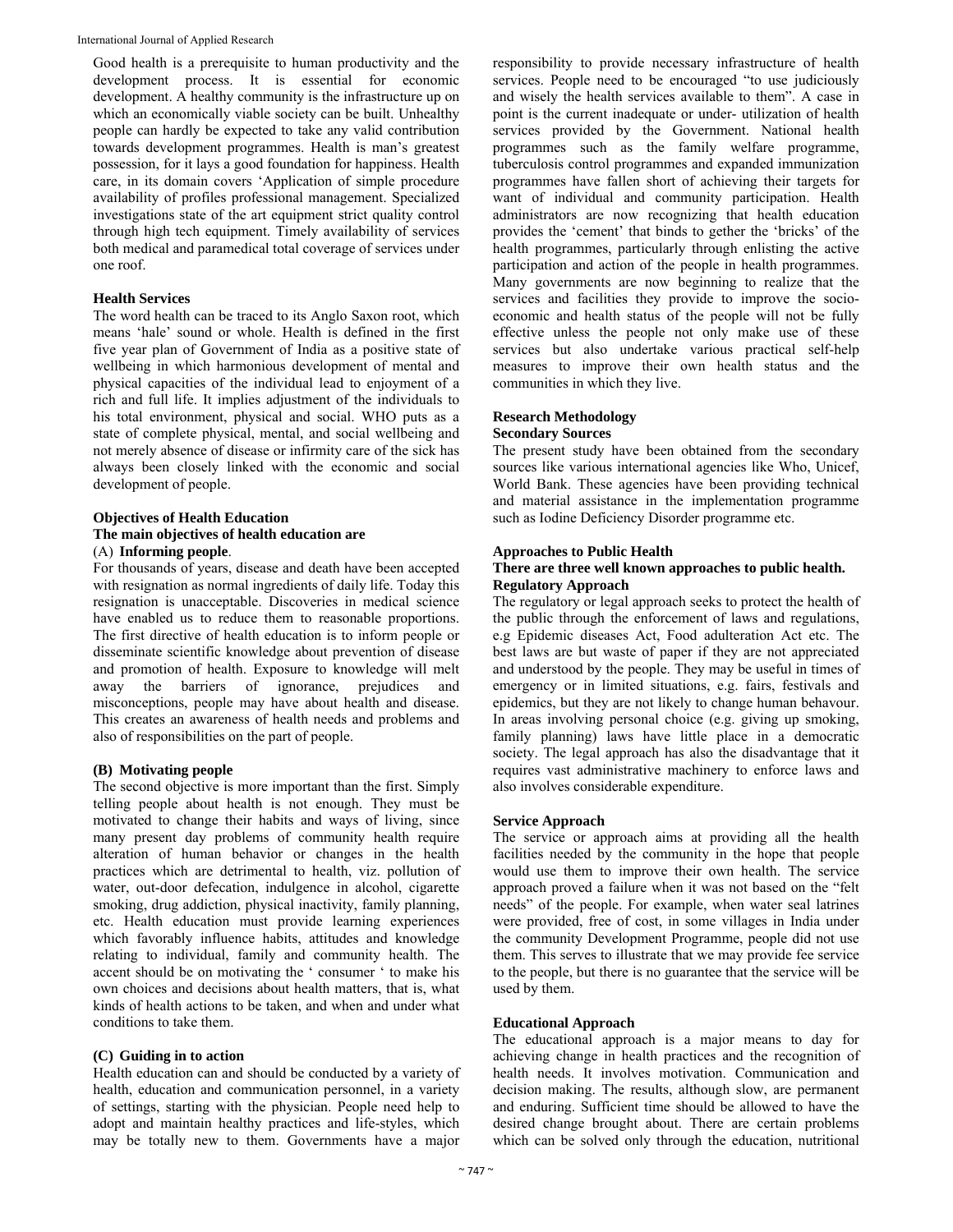Good health is a prerequisite to human productivity and the development process. It is essential for economic development. A healthy community is the infrastructure up on which an economically viable society can be built. Unhealthy people can hardly be expected to take any valid contribution towards development programmes. Health is man's greatest possession, for it lays a good foundation for happiness. Health care, in its domain covers 'Application of simple procedure availability of profiles professional management. Specialized investigations state of the art equipment strict quality control through high tech equipment. Timely availability of services both medical and paramedical total coverage of services under one roof.

## Health Services

The word health can be traced to its Anglo Saxon root, which means 'hale' sound or whole. Health is defined in the first five year plan of Government of India as a positive state of wellbeing in which harmonious development of mental and physical capacities of the individual lead to enjoyment of a rich and full life. It implies adjustment of the individuals to his total environment, physical and social. WHO puts as a state of complete physical, mental, and social wellbeing and not merely absence of disease or infirmity care of the sick has always been closely linked with the economic and social development of people.

## Objectives of Health Education

**The main objectives of health education are**

(A) **Informing people**.

For thousands of years, disease and death have been accepted with resignation as normal ingredients of daily life. Today this resignation is unacceptable. Discoveries in medical science have enabled us to reduce them to reasonable proportions. The first directive of health education is to inform people or disseminate scientific knowledge about prevention of disease and promotion of health. Exposure to knowledge will melt away the barriers of ignorance, prejudices and misconceptions, people may have about health and disease. This creates an awareness of health needs and problems and also of responsibilities on the part of people.

**(B) Motivating people**

The second objective is more important than the first. Simply telling people about health is not enough. They must be motivated to change their habits and ways of living, since many present day problems of community health require alteration of human behavior or changes in the health practices which are detrimental to health, viz. pollution of water, out-door defecation, indulgence in alcohol, cigarette smoking, drug addiction, physical inactivity, family planning, etc. Health education must provide learning experiences which favorably influence habits, attitudes and knowledge relating to individual, family and community health. The accent should be on motivating the ' consumer ' to make his own choices and decisions about health matters, that is, what kinds of health actions to be taken, and when and under what conditions to take them.

**(C) Guiding in to action**

Health education can and should be conducted by a variety of health, education and communication personnel, in a variety of settings, starting with the physician. People need help to adopt and maintain healthy practices and life-styles, which may be totally new to them. Governments have a major responsibility to provide necessary infrastructure of health services. People need to be encouraged "to use judiciously and wisely the health services available to them". A case in point is the current inadequate or under- utilization of health services provided by the Government. National health programmes such as the family welfare programme, tuberculosis control programmes and expanded immunization programmes have fallen short of achieving their targets for want of individual and community participation. Health administrators are now recognizing that health education provides the 'cement' that binds to gether the 'bricks' of the health programmes, particularly through enlisting the active participation and action of the people in health programmes. Many governments are now beginning to realize that the services and facilities they provide to improve the socio-economic and health status of the people will not be fully effective unless the people not only make use of these services but also undertake various practical self-help measures to improve their own health status and the communities in which they live.

## Research Methodology

### Secondary Sources

The present study have been obtained from the secondary sources like various international agencies like Who, Unicef, World Bank. These agencies have been providing technical and material assistance in the implementation programme such as Iodine Deficiency Disorder programme etc.

## Approaches to Public Health

**There are three well known approaches to public health.**

### Regulatory Approach

The regulatory or legal approach seeks to protect the health of the public through the enforcement of laws and regulations, e.g Epidemic diseases Act, Food adulteration Act etc. The best laws are but waste of paper if they are not appreciated and understood by the people. They may be useful in times of emergency or in limited situations, e.g. fairs, festivals and epidemics, but they are not likely to change human behavour. In areas involving personal choice (e.g. giving up smoking, family planning) laws have little place in a democratic society. The legal approach has also the disadvantage that it requires vast administrative machinery to enforce laws and also involves considerable expenditure.

### Service Approach

The service or approach aims at providing all the health facilities needed by the community in the hope that people would use them to improve their own health. The service approach proved a failure when it was not based on the "felt needs" of the people. For example, when water seal latrines were provided, free of cost, in some villages in India under the community Development Programme, people did not use them. This serves to illustrate that we may provide fee service to the people, but there is no guarantee that the service will be used by them.

### Educational Approach

The educational approach is a major means to day for achieving change in health practices and the recognition of health needs. It involves motivation. Communication and decision making. The results, although slow, are permanent and enduring. Sufficient time should be allowed to have the desired change brought about. There are certain problems which can be solved only through the education, nutritional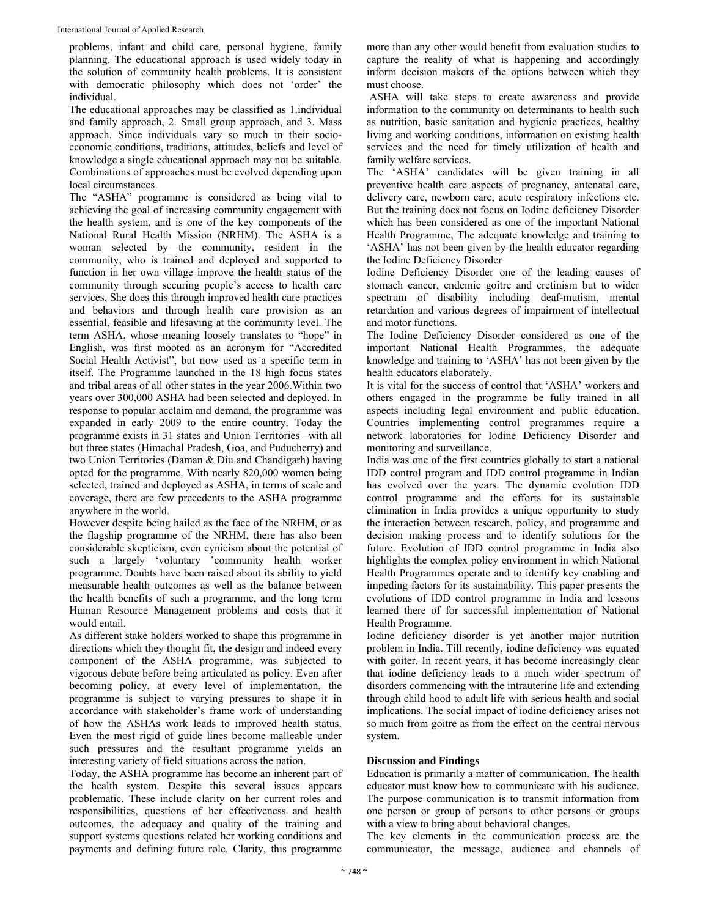problems, infant and child care, personal hygiene, family planning. The educational approach is used widely today in the solution of community health problems. It is consistent with democratic philosophy which does not 'order' the individual.

The educational approaches may be classified as 1.individual and family approach, 2. Small group approach, and 3. Mass approach. Since individuals vary so much in their socio-economic conditions, traditions, attitudes, beliefs and level of knowledge a single educational approach may not be suitable. Combinations of approaches must be evolved depending upon local circumstances.

The "ASHA" programme is considered as being vital to achieving the goal of increasing community engagement with the health system, and is one of the key components of the National Rural Health Mission (NRHM). The ASHA is a woman selected by the community, resident in the community, who is trained and deployed and supported to function in her own village improve the health status of the community through securing people's access to health care services. She does this through improved health care practices and behaviors and through health care provision as an essential, feasible and lifesaving at the community level. The term ASHA, whose meaning loosely translates to "hope" in English, was first mooted as an acronym for "Accredited Social Health Activist", but now used as a specific term in itself. The Programme launched in the 18 high focus states and tribal areas of all other states in the year 2006.Within two years over 300,000 ASHA had been selected and deployed. In response to popular acclaim and demand, the programme was expanded in early 2009 to the entire country. Today the programme exists in 31 states and Union Territories –with all but three states (Himachal Pradesh, Goa, and Puducherry) and two Union Territories (Daman & Diu and Chandigarh) having opted for the programme. With nearly 820,000 women being selected, trained and deployed as ASHA, in terms of scale and coverage, there are few precedents to the ASHA programme anywhere in the world.

However despite being hailed as the face of the NRHM, or as the flagship programme of the NRHM, there has also been considerable skepticism, even cynicism about the potential of such a largely 'voluntary 'community health worker programme. Doubts have been raised about its ability to yield measurable health outcomes as well as the balance between the health benefits of such a programme, and the long term Human Resource Management problems and costs that it would entail.

As different stake holders worked to shape this programme in directions which they thought fit, the design and indeed every component of the ASHA programme, was subjected to vigorous debate before being articulated as policy. Even after becoming policy, at every level of implementation, the programme is subject to varying pressures to shape it in accordance with stakeholder's frame work of understanding of how the ASHAs work leads to improved health status. Even the most rigid of guide lines become malleable under such pressures and the resultant programme yields an interesting variety of field situations across the nation.

Today, the ASHA programme has become an inherent part of the health system. Despite this several issues appears problematic. These include clarity on her current roles and responsibilities, questions of her effectiveness and health outcomes, the adequacy and quality of the training and support systems questions related her working conditions and payments and defining future role. Clarity, this programme more than any other would benefit from evaluation studies to capture the reality of what is happening and accordingly inform decision makers of the options between which they must choose.

ASHA will take steps to create awareness and provide information to the community on determinants to health such as nutrition, basic sanitation and hygienic practices, healthy living and working conditions, information on existing health services and the need for timely utilization of health and family welfare services.

The 'ASHA' candidates will be given training in all preventive health care aspects of pregnancy, antenatal care, delivery care, newborn care, acute respiratory infections etc. But the training does not focus on Iodine deficiency Disorder which has been considered as one of the important National Health Programme, The adequate knowledge and training to 'ASHA' has not been given by the health educator regarding the Iodine Deficiency Disorder

Iodine Deficiency Disorder one of the leading causes of stomach cancer, endemic goitre and cretinism but to wider spectrum of disability including deaf-mutism, mental retardation and various degrees of impairment of intellectual and motor functions.

The Iodine Deficiency Disorder considered as one of the important National Health Programmes, the adequate knowledge and training to 'ASHA' has not been given by the health educators elaborately.

It is vital for the success of control that 'ASHA' workers and others engaged in the programme be fully trained in all aspects including legal environment and public education. Countries implementing control programmes require a network laboratories for Iodine Deficiency Disorder and monitoring and surveillance.

India was one of the first countries globally to start a national IDD control program and IDD control programme in Indian has evolved over the years. The dynamic evolution IDD control programme and the efforts for its sustainable elimination in India provides a unique opportunity to study the interaction between research, policy, and programme and decision making process and to identify solutions for the future. Evolution of IDD control programme in India also highlights the complex policy environment in which National Health Programmes operate and to identify key enabling and impeding factors for its sustainability. This paper presents the evolutions of IDD control programme in India and lessons learned there of for successful implementation of National Health Programme.

Iodine deficiency disorder is yet another major nutrition problem in India. Till recently, iodine deficiency was equated with goiter. In recent years, it has become increasingly clear that iodine deficiency leads to a much wider spectrum of disorders commencing with the intrauterine life and extending through child hood to adult life with serious health and social implications. The social impact of iodine deficiency arises not so much from goitre as from the effect on the central nervous system.

## Discussion and Findings

Education is primarily a matter of communication. The health educator must know how to communicate with his audience. The purpose communication is to transmit information from one person or group of persons to other persons or groups with a view to bring about behavioral changes.

The key elements in the communication process are the communicator, the message, audience and channels of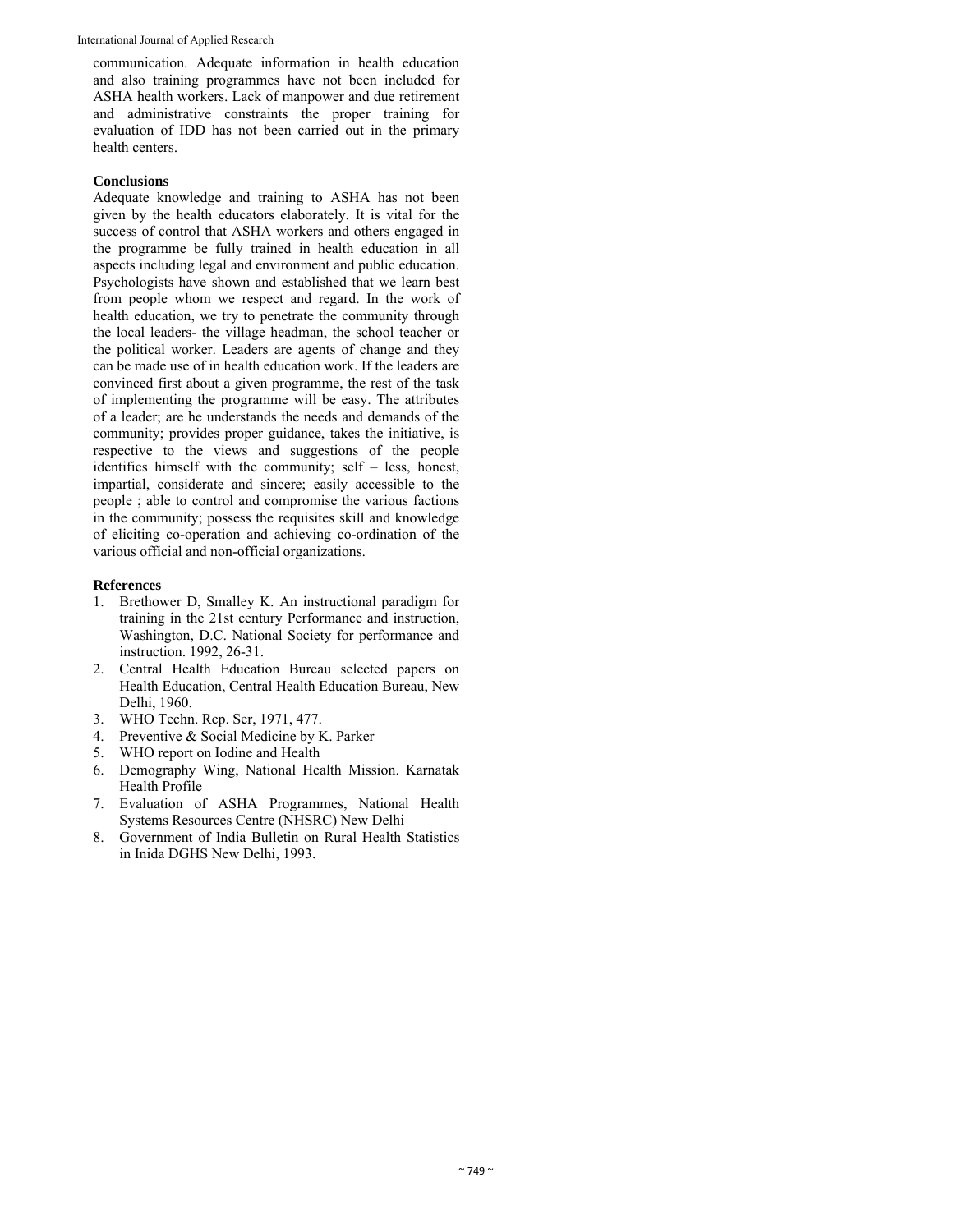communication. Adequate information in health education and also training programmes have not been included for ASHA health workers. Lack of manpower and due retirement and administrative constraints the proper training for evaluation of IDD has not been carried out in the primary health centers.

## Conclusions

Adequate knowledge and training to ASHA has not been given by the health educators elaborately. It is vital for the success of control that ASHA workers and others engaged in the programme be fully trained in health education in all aspects including legal and environment and public education. Psychologists have shown and established that we learn best from people whom we respect and regard. In the work of health education, we try to penetrate the community through the local leaders- the village headman, the school teacher or the political worker. Leaders are agents of change and they can be made use of in health education work. If the leaders are convinced first about a given programme, the rest of the task of implementing the programme will be easy. The attributes of a leader; are he understands the needs and demands of the community; provides proper guidance, takes the initiative, is respective to the views and suggestions of the people identifies himself with the community; self – less, honest, impartial, considerate and sincere; easily accessible to the people ; able to control and compromise the various factions in the community; possess the requisites skill and knowledge of eliciting co-operation and achieving co-ordination of the various official and non-official organizations.

## References

1. Brethower D, Smalley K. An instructional paradigm for training in the 21st century Performance and instruction, Washington, D.C. National Society for performance and instruction. 1992, 26-31.
2. Central Health Education Bureau selected papers on Health Education, Central Health Education Bureau, New Delhi, 1960.
3. WHO Techn. Rep. Ser, 1971, 477.
4. Preventive & Social Medicine by K. Parker
5. WHO report on Iodine and Health
6. Demography Wing, National Health Mission. Karnatak Health Profile
7. Evaluation of ASHA Programmes, National Health Systems Resources Centre (NHSRC) New Delhi
8. Government of India Bulletin on Rural Health Statistics in Inida DGHS New Delhi, 1993.